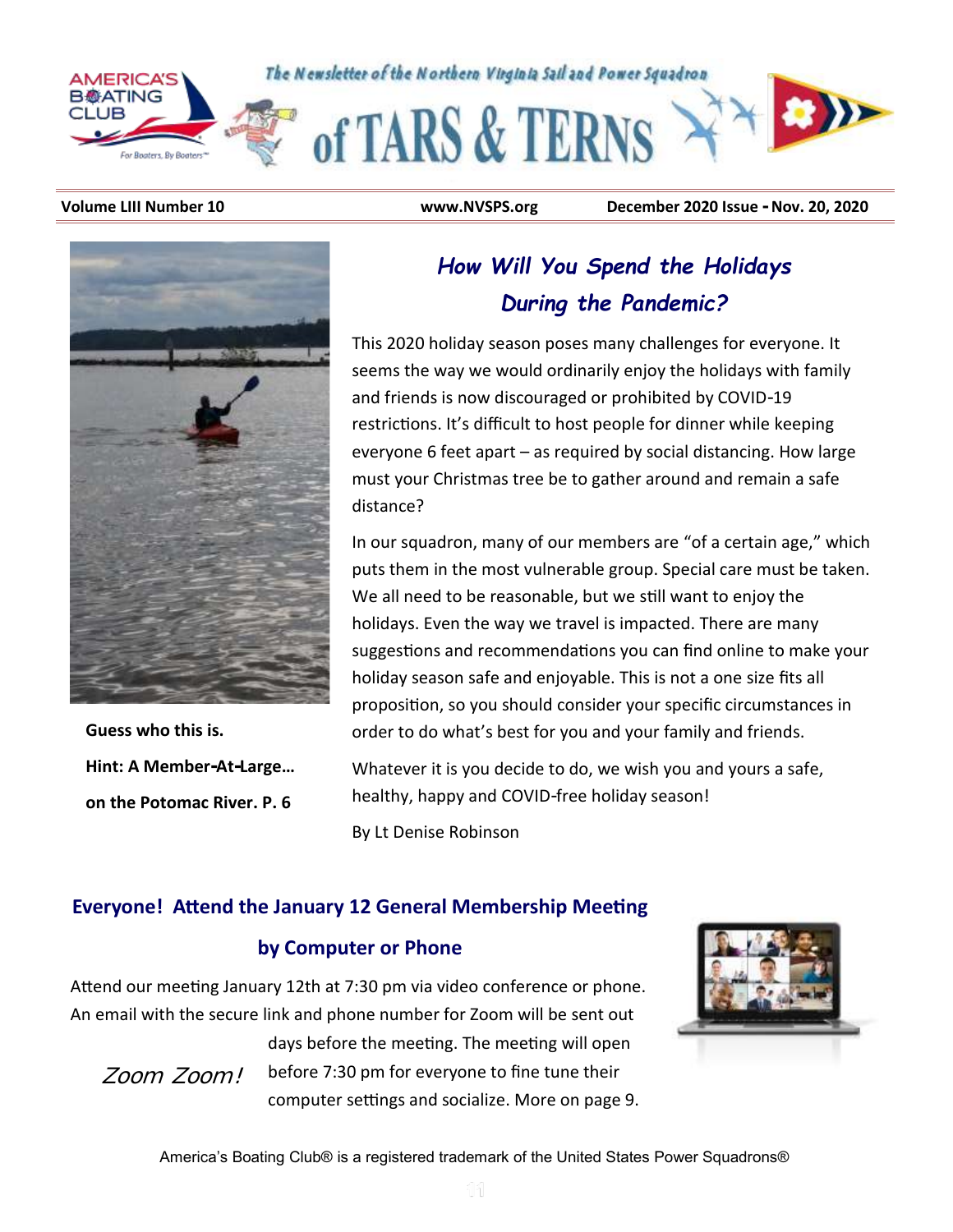The Newsletter of the Northern Virginia Sail and Power Squadron

# of TARS & TERNS

**Volume LIII Number 10** | **www.NVSPS.org** | **December 2020 Issue - Nov. 20, 2020**

**Guess who this is.**

**Hint: A Member-At-Large…**

**on the Potomac River. P. 6**

## *How Will You Spend the Holidays During the Pandemic?*

This 2020 holiday season poses many challenges for everyone. It seems the way we would ordinarily enjoy the holidays with family and friends is now discouraged or prohibited by COVID-19 restrictions. It's difficult to host people for dinner while keeping everyone 6 feet apart – as required by social distancing. How large must your Christmas tree be to gather around and remain a safe distance?

In our squadron, many of our members are "of a certain age," which puts them in the most vulnerable group. Special care must be taken. We all need to be reasonable, but we still want to enjoy the holidays. Even the way we travel is impacted. There are many suggestions and recommendations you can find online to make your holiday season safe and enjoyable. This is not a one size fits all proposition, so you should consider your specific circumstances in order to do what's best for you and your family and friends.

Whatever it is you decide to do, we wish you and yours a safe, healthy, happy and COVID-free holiday season!

By Lt Denise Robinson

## Everyone! Attend the January 12 General Membership Meeting by Computer or Phone

Attend our meeting January 12th at 7:30 pm via video conference or phone. An email with the secure link and phone number for Zoom will be sent out days before the meeting. The meeting will open before 7:30 pm for everyone to fine tune their computer settings and socialize. More on page 9.

*Zoom Zoom!*

America's Boating Club® is a registered trademark of the United States Power Squadrons®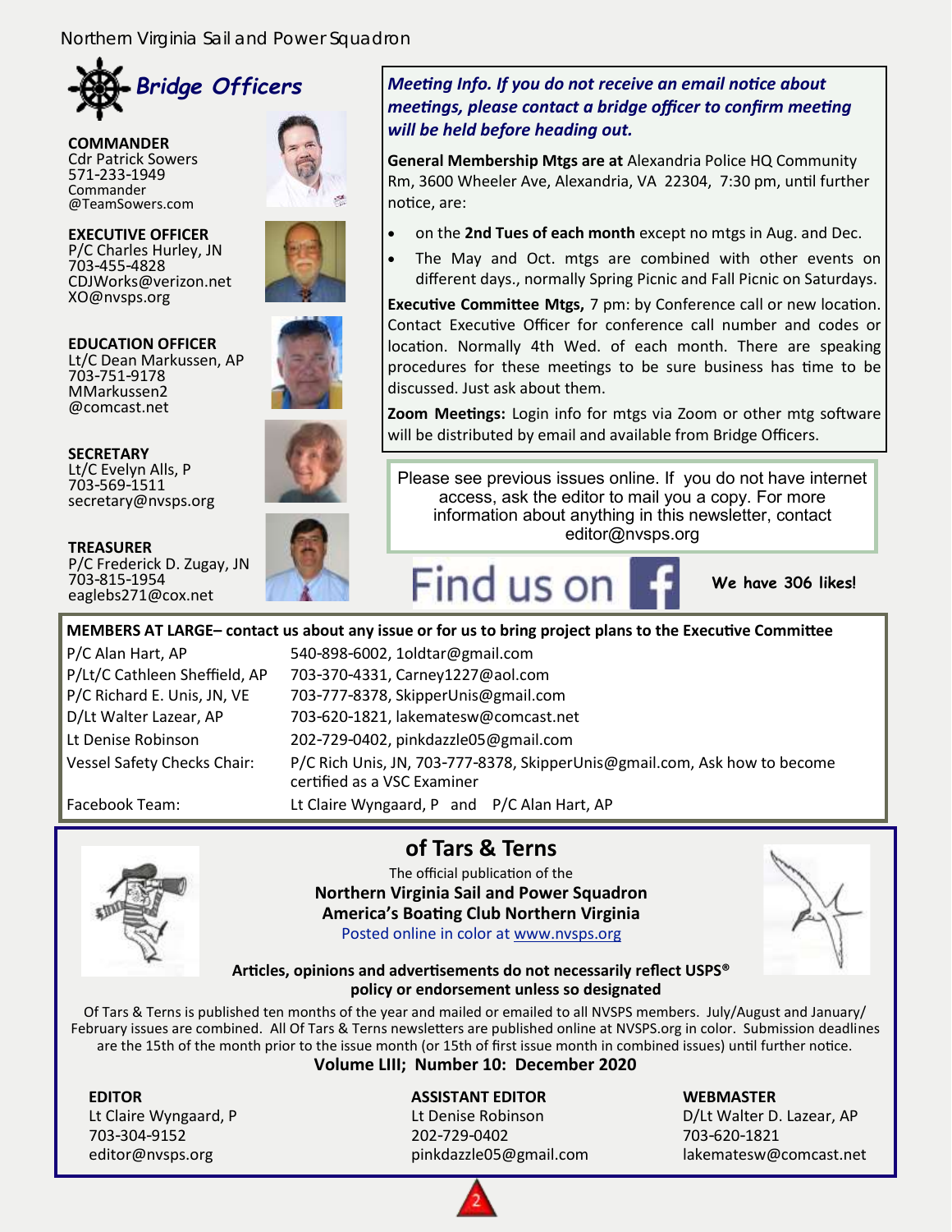## Bridge Officers

**COMMANDER**
Cdr Patrick Sowers
571-233-1949
Commander@TeamSowers.com

**EXECUTIVE OFFICER**
P/C Charles Hurley, JN
703-455-4828
CDJWorks@verizon.net
XO@nvsps.org

**EDUCATION OFFICER**
Lt/C Dean Markussen, AP
703-751-9178
MMarkussen2@comcast.net

**SECRETARY**
Lt/C Evelyn Alls, P
703-569-1511
secretary@nvsps.org

**TREASURER**
P/C Frederick D. Zugay, JN
703-815-1954
eaglebs271@cox.net

***Meeting Info. If you do not receive an email notice about meetings, please contact a bridge officer to confirm meeting will be held before heading out.***

**General Membership Mtgs are at** Alexandria Police HQ Community Rm, 3600 Wheeler Ave, Alexandria, VA 22304, 7:30 pm, until further notice, are:

- on the **2nd Tues of each month** except no mtgs in Aug. and Dec.
- The May and Oct. mtgs are combined with other events on different days., normally Spring Picnic and Fall Picnic on Saturdays.

**Executive Committee Mtgs,** 7 pm: by Conference call or new location. Contact Executive Officer for conference call number and codes or location. Normally 4th Wed. of each month. There are speaking procedures for these meetings to be sure business has time to be discussed. Just ask about them.

**Zoom Meetings:** Login info for mtgs via Zoom or other mtg software will be distributed by email and available from Bridge Officers.

Please see previous issues online. If you do not have internet access, ask the editor to mail you a copy. For more information about anything in this newsletter, contact editor@nvsps.org

Find us on Facebook — **We have 306 likes!**

**MEMBERS AT LARGE– contact us about any issue or for us to bring project plans to the Executive Committee**

| | |
|---|---|
| P/C Alan Hart, AP | 540-898-6002, 1oldtar@gmail.com |
| P/Lt/C Cathleen Sheffield, AP | 703-370-4331, Carney1227@aol.com |
| P/C Richard E. Unis, JN, VE | 703-777-8378, SkipperUnis@gmail.com |
| D/Lt Walter Lazear, AP | 703-620-1821, lakematesw@comcast.net |
| Lt Denise Robinson | 202-729-0402, pinkdazzle05@gmail.com |
| Vessel Safety Checks Chair: | P/C Rich Unis, JN, 703-777-8378, SkipperUnis@gmail.com, Ask how to become certified as a VSC Examiner |
| Facebook Team: | Lt Claire Wyngaard, P and P/C Alan Hart, AP |

## of Tars & Terns

The official publication of the
**Northern Virginia Sail and Power Squadron**
**America's Boating Club Northern Virginia**
Posted online in color at www.nvsps.org

**Articles, opinions and advertisements do not necessarily reflect USPS® policy or endorsement unless so designated**

Of Tars & Terns is published ten months of the year and mailed or emailed to all NVSPS members. July/August and January/February issues are combined. All Of Tars & Terns newsletters are published online at NVSPS.org in color. Submission deadlines are the 15th of the month prior to the issue month (or 15th of first issue month in combined issues) until further notice.

**Volume LIII; Number 10: December 2020**

**EDITOR**
Lt Claire Wyngaard, P
703-304-9152
editor@nvsps.org

**ASSISTANT EDITOR**
Lt Denise Robinson
202-729-0402
pinkdazzle05@gmail.com

**WEBMASTER**
D/Lt Walter D. Lazear, AP
703-620-1821
lakematesw@comcast.net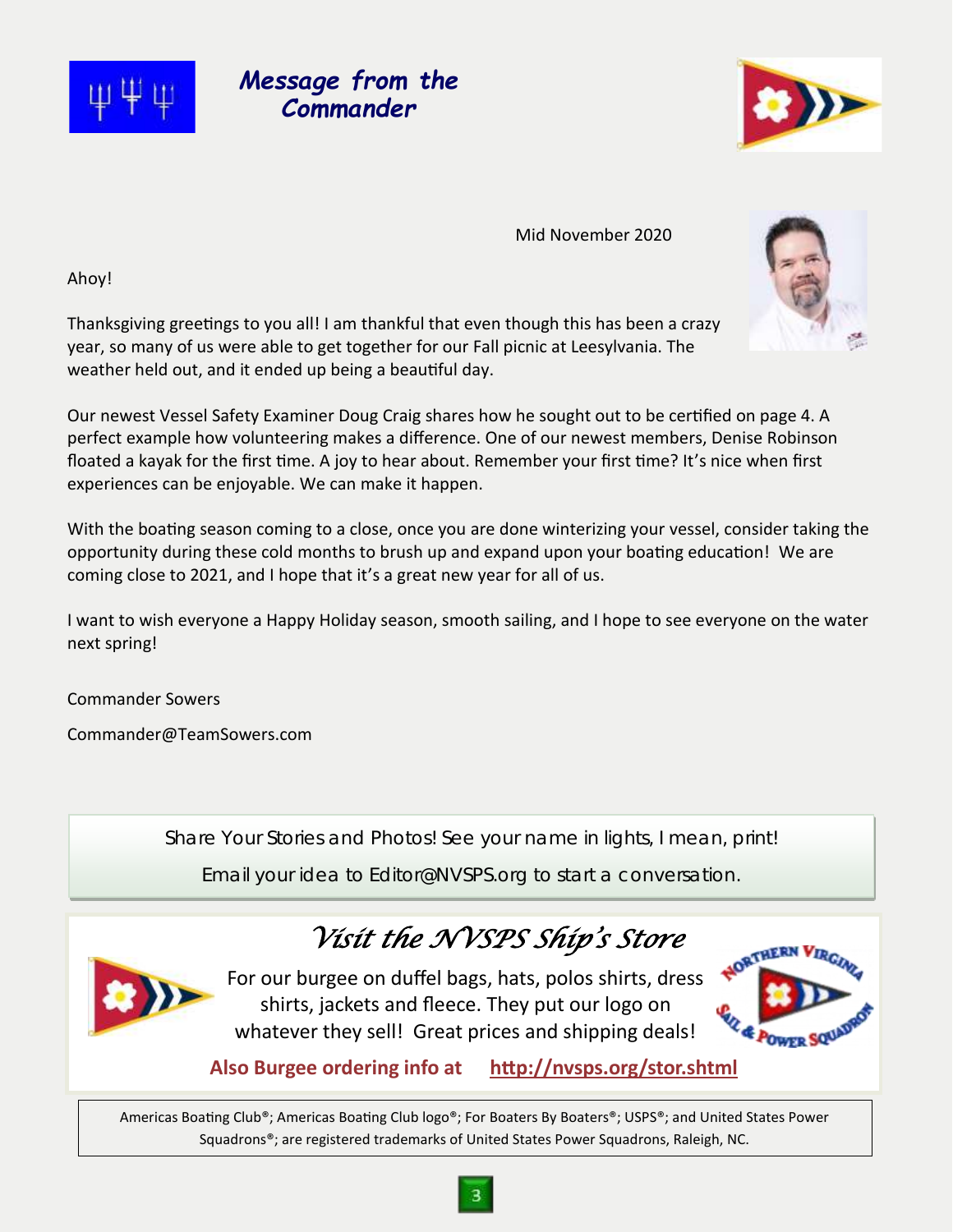# *Message from the Commander*

Mid November 2020

Ahoy!

Thanksgiving greetings to you all! I am thankful that even though this has been a crazy year, so many of us were able to get together for our Fall picnic at Leesylvania. The weather held out, and it ended up being a beautiful day.

Our newest Vessel Safety Examiner Doug Craig shares how he sought out to be certified on page 4. A perfect example how volunteering makes a difference. One of our newest members, Denise Robinson floated a kayak for the first time. A joy to hear about. Remember your first time? It's nice when first experiences can be enjoyable. We can make it happen.

With the boating season coming to a close, once you are done winterizing your vessel, consider taking the opportunity during these cold months to brush up and expand upon your boating education! We are coming close to 2021, and I hope that it's a great new year for all of us.

I want to wish everyone a Happy Holiday season, smooth sailing, and I hope to see everyone on the water next spring!

Commander Sowers

Commander@TeamSowers.com

---

Share Your Stories and Photos! See your name in lights, I mean, print!

Email your idea to Editor@NVSPS.org to start a conversation.

---

## *Visit the NVSPS Ship's Store*

For our burgee on duffel bags, hats, polos shirts, dress shirts, jackets and fleece. They put our logo on whatever they sell! Great prices and shipping deals!

**Also Burgee ordering info at** **http://nvsps.org/stor.shtml**

---

Americas Boating Club®; Americas Boating Club logo®; For Boaters By Boaters®; USPS®; and United States Power Squadrons®; are registered trademarks of United States Power Squadrons, Raleigh, NC.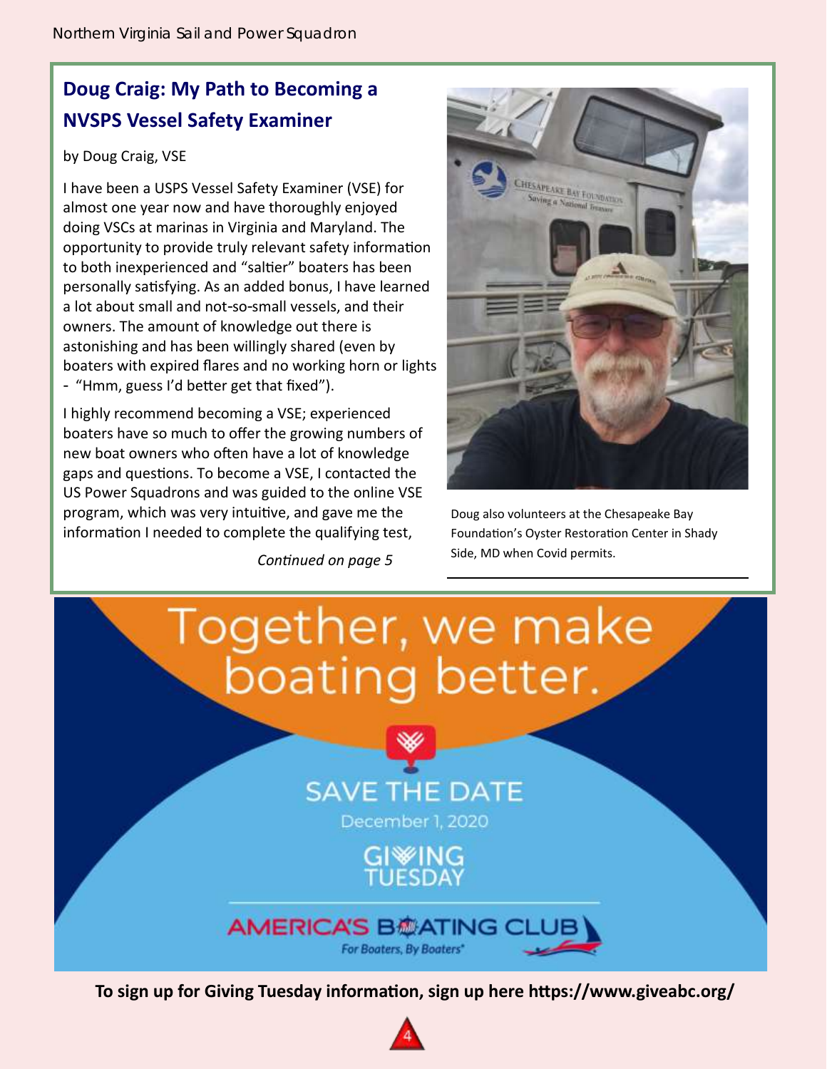## Doug Craig: My Path to Becoming a NVSPS Vessel Safety Examiner

by Doug Craig, VSE

I have been a USPS Vessel Safety Examiner (VSE) for almost one year now and have thoroughly enjoyed doing VSCs at marinas in Virginia and Maryland. The opportunity to provide truly relevant safety information to both inexperienced and "saltier" boaters has been personally satisfying. As an added bonus, I have learned a lot about small and not-so-small vessels, and their owners. The amount of knowledge out there is astonishing and has been willingly shared (even by boaters with expired flares and no working horn or lights - "Hmm, guess I'd better get that fixed").

I highly recommend becoming a VSE; experienced boaters have so much to offer the growing numbers of new boat owners who often have a lot of knowledge gaps and questions. To become a VSE, I contacted the US Power Squadrons and was guided to the online VSE program, which was very intuitive, and gave me the information I needed to complete the qualifying test,

*Continued on page 5*

Doug also volunteers at the Chesapeake Bay Foundation's Oyster Restoration Center in Shady Side, MD when Covid permits.

Together, we make boating better.

SAVE THE DATE

December 1, 2020

GIVING TUESDAY

AMERICA'S BOATING CLUB

*For Boaters, By Boaters*

**To sign up for Giving Tuesday information, sign up here https://www.giveabc.org/**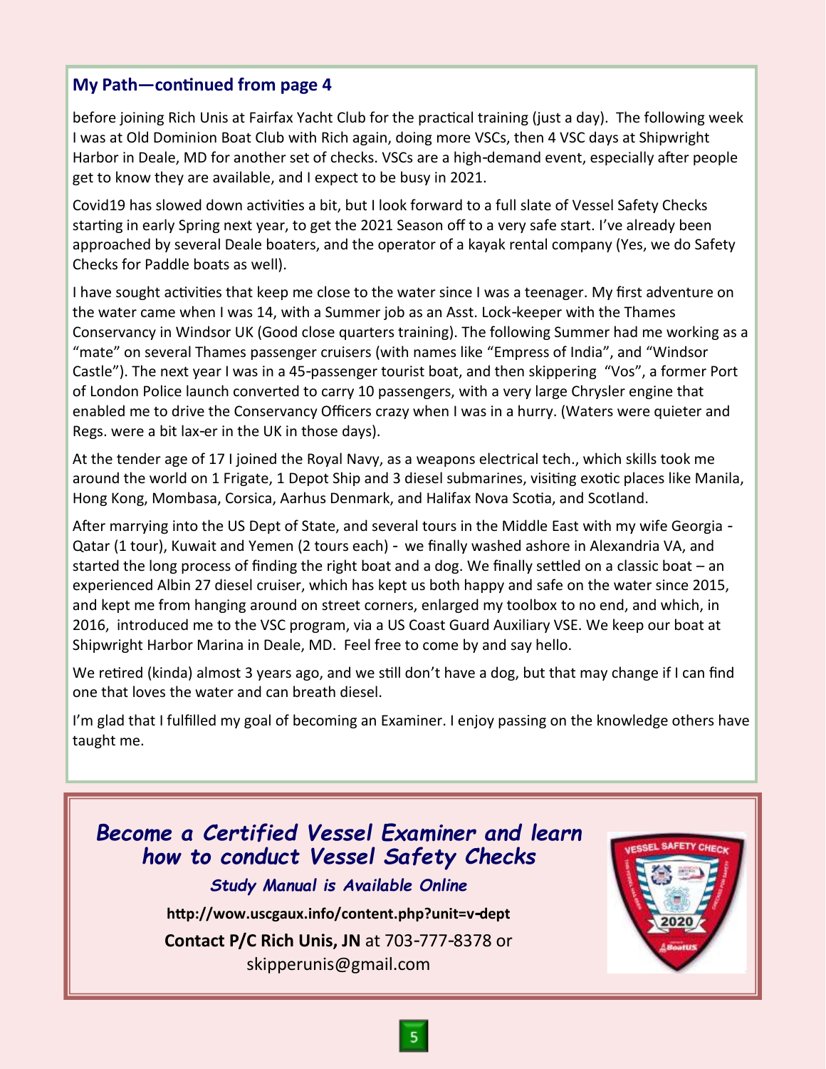## My Path—continued from page 4

before joining Rich Unis at Fairfax Yacht Club for the practical training (just a day). The following week I was at Old Dominion Boat Club with Rich again, doing more VSCs, then 4 VSC days at Shipwright Harbor in Deale, MD for another set of checks. VSCs are a high-demand event, especially after people get to know they are available, and I expect to be busy in 2021.

Covid19 has slowed down activities a bit, but I look forward to a full slate of Vessel Safety Checks starting in early Spring next year, to get the 2021 Season off to a very safe start. I've already been approached by several Deale boaters, and the operator of a kayak rental company (Yes, we do Safety Checks for Paddle boats as well).

I have sought activities that keep me close to the water since I was a teenager. My first adventure on the water came when I was 14, with a Summer job as an Asst. Lock-keeper with the Thames Conservancy in Windsor UK (Good close quarters training). The following Summer had me working as a "mate" on several Thames passenger cruisers (with names like "Empress of India", and "Windsor Castle"). The next year I was in a 45-passenger tourist boat, and then skippering "Vos", a former Port of London Police launch converted to carry 10 passengers, with a very large Chrysler engine that enabled me to drive the Conservancy Officers crazy when I was in a hurry. (Waters were quieter and Regs. were a bit lax-er in the UK in those days).

At the tender age of 17 I joined the Royal Navy, as a weapons electrical tech., which skills took me around the world on 1 Frigate, 1 Depot Ship and 3 diesel submarines, visiting exotic places like Manila, Hong Kong, Mombasa, Corsica, Aarhus Denmark, and Halifax Nova Scotia, and Scotland.

After marrying into the US Dept of State, and several tours in the Middle East with my wife Georgia - Qatar (1 tour), Kuwait and Yemen (2 tours each) - we finally washed ashore in Alexandria VA, and started the long process of finding the right boat and a dog. We finally settled on a classic boat – an experienced Albin 27 diesel cruiser, which has kept us both happy and safe on the water since 2015, and kept me from hanging around on street corners, enlarged my toolbox to no end, and which, in 2016, introduced me to the VSC program, via a US Coast Guard Auxiliary VSE. We keep our boat at Shipwright Harbor Marina in Deale, MD. Feel free to come by and say hello.

We retired (kinda) almost 3 years ago, and we still don't have a dog, but that may change if I can find one that loves the water and can breath diesel.

I'm glad that I fulfilled my goal of becoming an Examiner. I enjoy passing on the knowledge others have taught me.

---

## *Become a Certified Vessel Examiner and learn how to conduct Vessel Safety Checks*

***Study Manual is Available Online***

**http://wow.uscgaux.info/content.php?unit=v-dept**

**Contact P/C Rich Unis, JN** at 703-777-8378 or skipperunis@gmail.com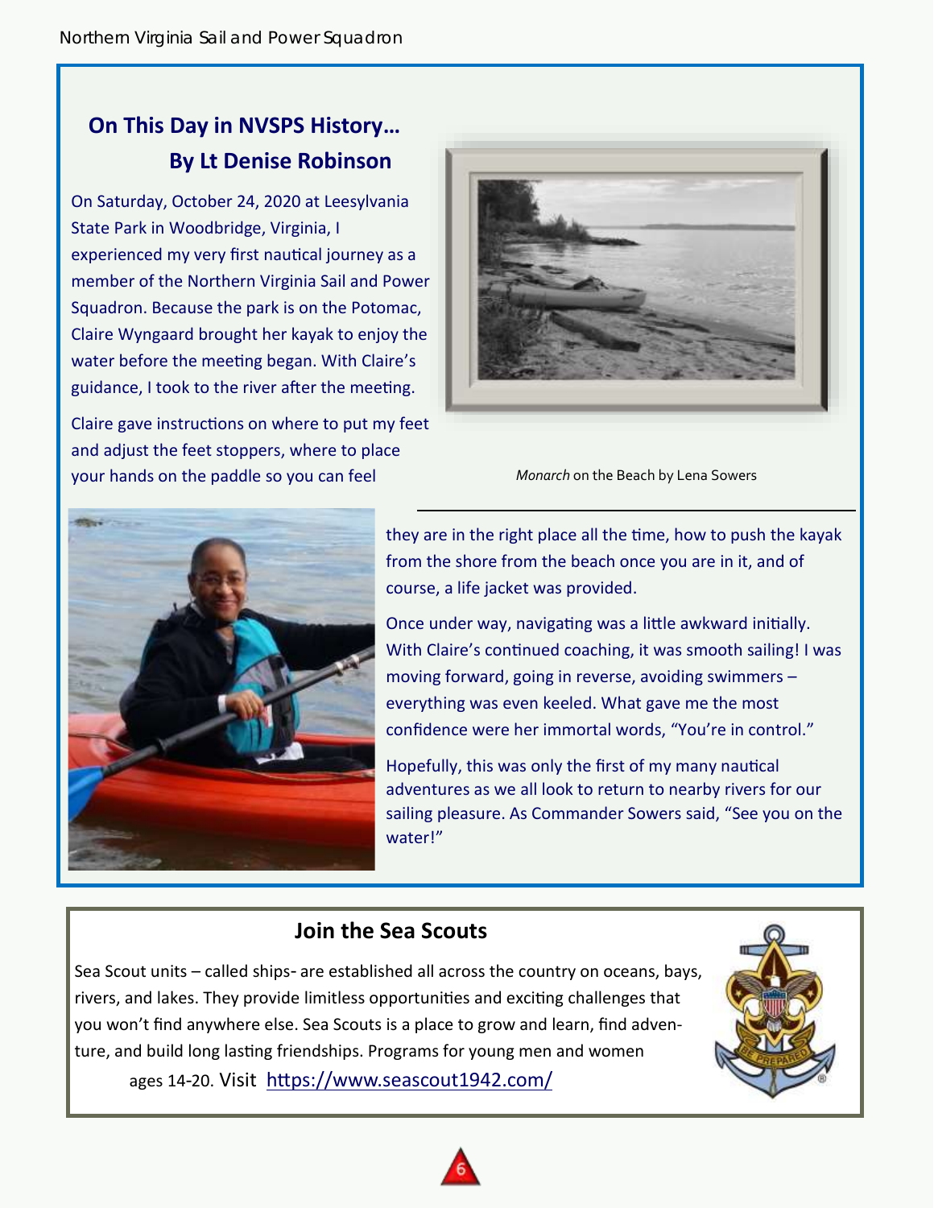## On This Day in NVSPS History…

### By Lt Denise Robinson

On Saturday, October 24, 2020 at Leesylvania State Park in Woodbridge, Virginia, I experienced my very first nautical journey as a member of the Northern Virginia Sail and Power Squadron. Because the park is on the Potomac, Claire Wyngaard brought her kayak to enjoy the water before the meeting began. With Claire's guidance, I took to the river after the meeting.

Claire gave instructions on where to put my feet and adjust the feet stoppers, where to place your hands on the paddle so you can feel they are in the right place all the time, how to push the kayak from the shore from the beach once you are in it, and of course, a life jacket was provided.

*Monarch* on the Beach by Lena Sowers

Once under way, navigating was a little awkward initially. With Claire's continued coaching, it was smooth sailing! I was moving forward, going in reverse, avoiding swimmers – everything was even keeled. What gave me the most confidence were her immortal words, "You're in control."

Hopefully, this was only the first of my many nautical adventures as we all look to return to nearby rivers for our sailing pleasure. As Commander Sowers said, "See you on the water!"

## Join the Sea Scouts

Sea Scout units – called ships- are established all across the country on oceans, bays, rivers, and lakes. They provide limitless opportunities and exciting challenges that you won't find anywhere else. Sea Scouts is a place to grow and learn, find adventure, and build long lasting friendships. Programs for young men and women ages 14-20. Visit https://www.seascout1942.com/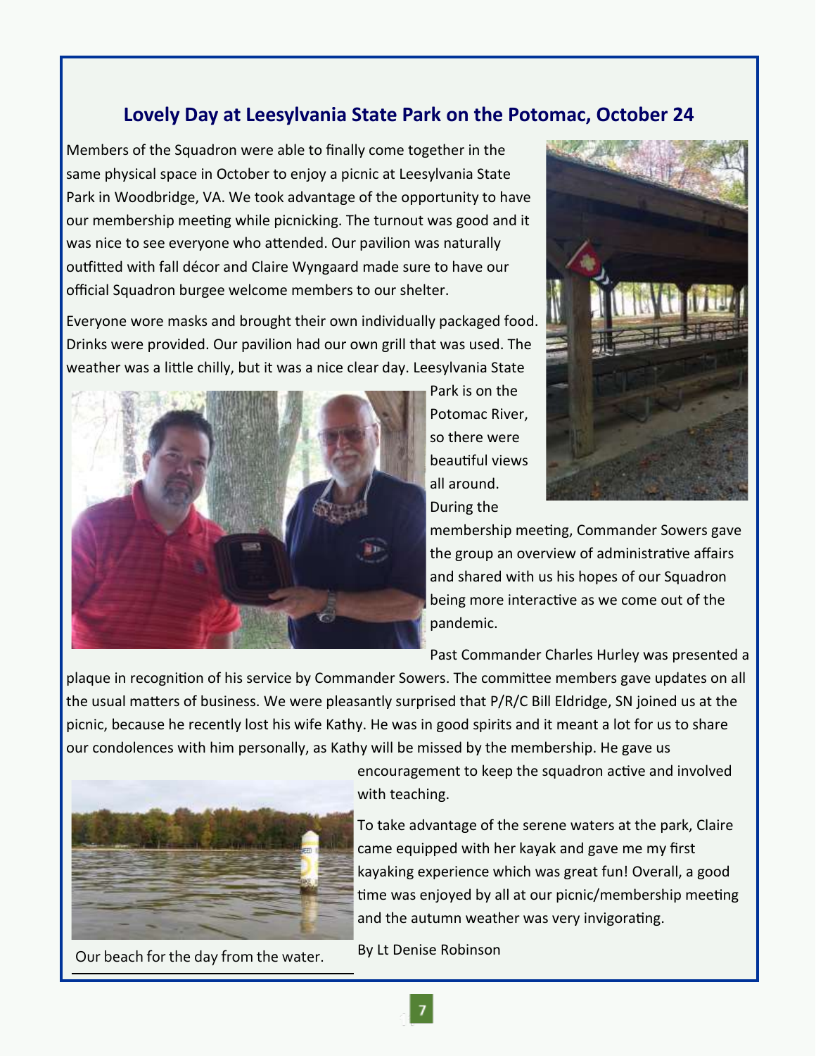## Lovely Day at Leesylvania State Park on the Potomac, October 24

Members of the Squadron were able to finally come together in the same physical space in October to enjoy a picnic at Leesylvania State Park in Woodbridge, VA. We took advantage of the opportunity to have our membership meeting while picnicking. The turnout was good and it was nice to see everyone who attended. Our pavilion was naturally outfitted with fall décor and Claire Wyngaard made sure to have our official Squadron burgee welcome members to our shelter.

Everyone wore masks and brought their own individually packaged food. Drinks were provided. Our pavilion had our own grill that was used. The weather was a little chilly, but it was a nice clear day. Leesylvania State Park is on the Potomac River, so there were beautiful views all around. During the membership meeting, Commander Sowers gave the group an overview of administrative affairs and shared with us his hopes of our Squadron being more interactive as we come out of the pandemic.

Past Commander Charles Hurley was presented a plaque in recognition of his service by Commander Sowers. The committee members gave updates on all the usual matters of business. We were pleasantly surprised that P/R/C Bill Eldridge, SN joined us at the picnic, because he recently lost his wife Kathy. He was in good spirits and it meant a lot for us to share our condolences with him personally, as Kathy will be missed by the membership. He gave us encouragement to keep the squadron active and involved with teaching.

To take advantage of the serene waters at the park, Claire came equipped with her kayak and gave me my first kayaking experience which was great fun! Overall, a good time was enjoyed by all at our picnic/membership meeting and the autumn weather was very invigorating.

Our beach for the day from the water.

By Lt Denise Robinson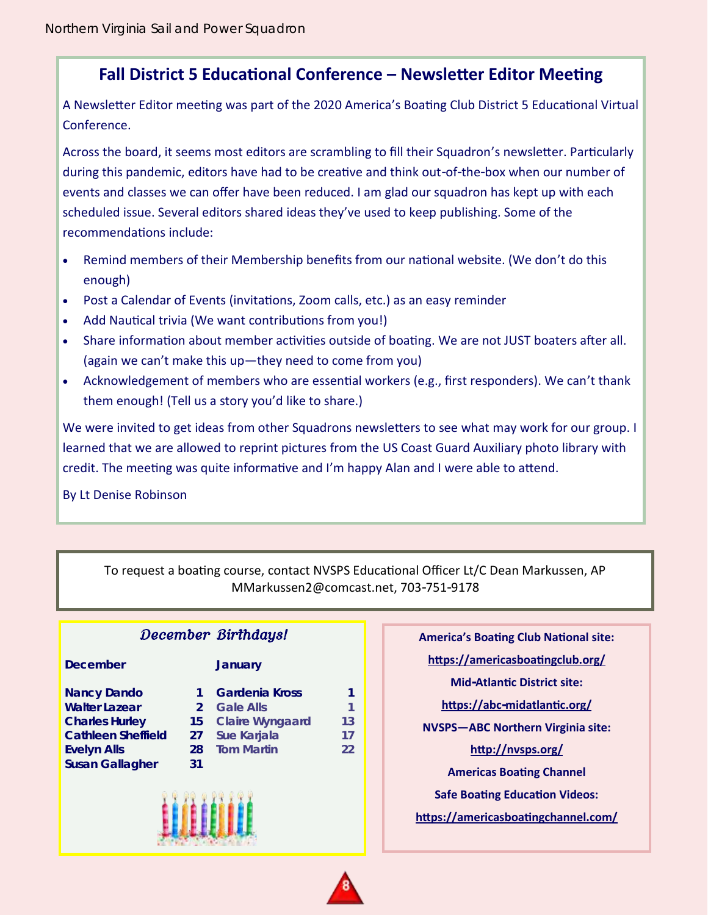## Fall District 5 Educational Conference – Newsletter Editor Meeting

A Newsletter Editor meeting was part of the 2020 America's Boating Club District 5 Educational Virtual Conference.

Across the board, it seems most editors are scrambling to fill their Squadron's newsletter. Particularly during this pandemic, editors have had to be creative and think out-of-the-box when our number of events and classes we can offer have been reduced. I am glad our squadron has kept up with each scheduled issue. Several editors shared ideas they've used to keep publishing. Some of the recommendations include:

- Remind members of their Membership benefits from our national website. (We don't do this enough)
- Post a Calendar of Events (invitations, Zoom calls, etc.) as an easy reminder
- Add Nautical trivia (We want contributions from you!)
- Share information about member activities outside of boating. We are not JUST boaters after all. (again we can't make this up—they need to come from you)
- Acknowledgement of members who are essential workers (e.g., first responders). We can't thank them enough! (Tell us a story you'd like to share.)

We were invited to get ideas from other Squadrons newsletters to see what may work for our group. I learned that we are allowed to reprint pictures from the US Coast Guard Auxiliary photo library with credit. The meeting was quite informative and I'm happy Alan and I were able to attend.

By Lt Denise Robinson

To request a boating course, contact NVSPS Educational Officer Lt/C Dean Markussen, AP
MMarkussen2@comcast.net, 703-751-9178

### *December Birthdays!*

| December | | January | |
|---|---|---|---|
| Nancy Dando | 1 | Gardenia Kross | 1 |
| Walter Lazear | 2 | Gale Alls | 1 |
| Charles Hurley | 15 | Claire Wyngaard | 13 |
| Cathleen Sheffield | 27 | Sue Karjala | 17 |
| Evelyn Alls | 28 | Tom Martin | 22 |
| Susan Gallagher | 31 | | |

**America's Boating Club National site:**
https://americasboatingclub.org/

**Mid-Atlantic District site:**
https://abc-midatlantic.org/

**NVSPS—ABC Northern Virginia site:**
http://nvsps.org/

**Americas Boating Channel**
**Safe Boating Education Videos:**
https://americasboatingchannel.com/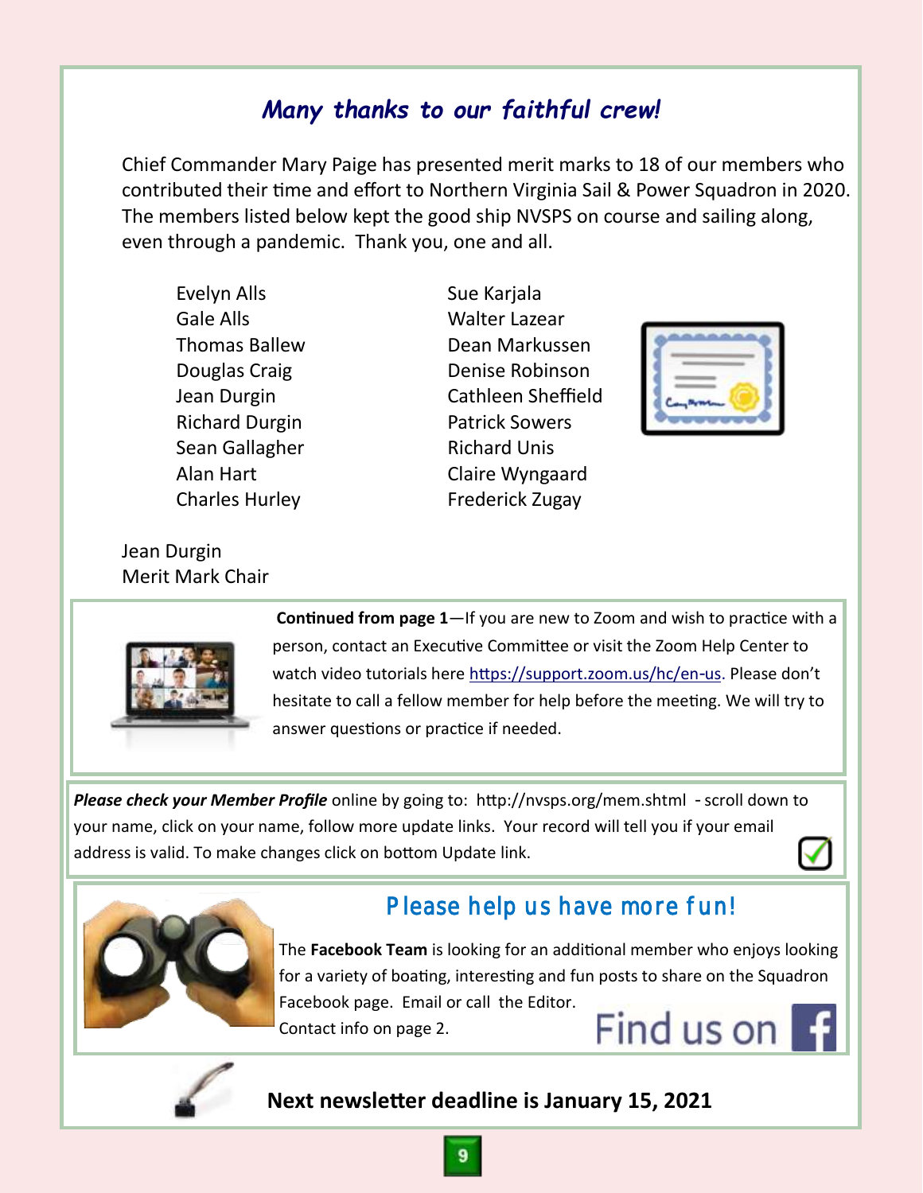## *Many thanks to our faithful crew!*

Chief Commander Mary Paige has presented merit marks to 18 of our members who contributed their time and effort to Northern Virginia Sail & Power Squadron in 2020. The members listed below kept the good ship NVSPS on course and sailing along, even through a pandemic. Thank you, one and all.

Evelyn Alls
Gale Alls
Thomas Ballew
Douglas Craig
Jean Durgin
Richard Durgin
Sean Gallagher
Alan Hart
Charles Hurley
Sue Karjala
Walter Lazear
Dean Markussen
Denise Robinson
Cathleen Sheffield
Patrick Sowers
Richard Unis
Claire Wyngaard
Frederick Zugay

Jean Durgin
Merit Mark Chair

**Continued from page 1**—If you are new to Zoom and wish to practice with a person, contact an Executive Committee or visit the Zoom Help Center to watch video tutorials here https://support.zoom.us/hc/en-us. Please don't hesitate to call a fellow member for help before the meeting. We will try to answer questions or practice if needed.

***Please check your Member Profile*** online by going to: http://nvsps.org/mem.shtml - scroll down to your name, click on your name, follow more update links. Your record will tell you if your email address is valid. To make changes click on bottom Update link.

## Please help us have more fun!

The **Facebook Team** is looking for an additional member who enjoys looking for a variety of boating, interesting and fun posts to share on the Squadron Facebook page. Email or call the Editor.
Contact info on page 2.

Find us on Facebook

**Next newsletter deadline is January 15, 2021**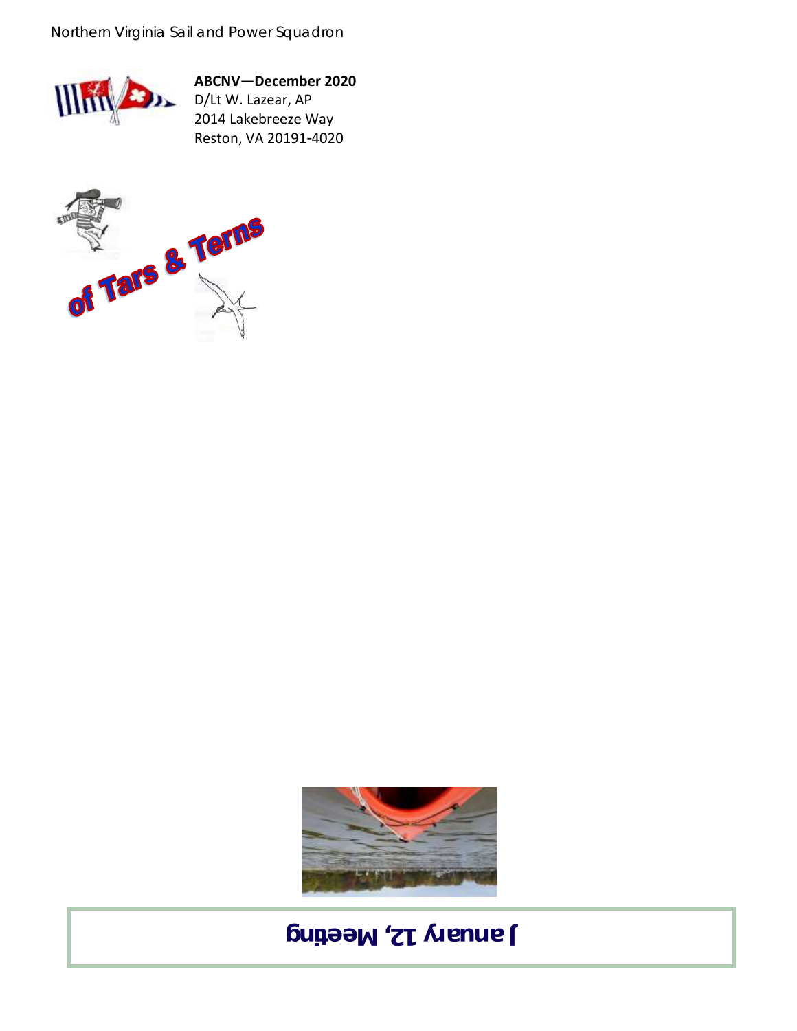Northern Virginia Sail and Power Squadron

**ABCNV—December 2020**
D/Lt W. Lazear, AP
2014 Lakebreeze Way
Reston, VA 20191-4020

of Tars & Terns

**January 12, Meeting**